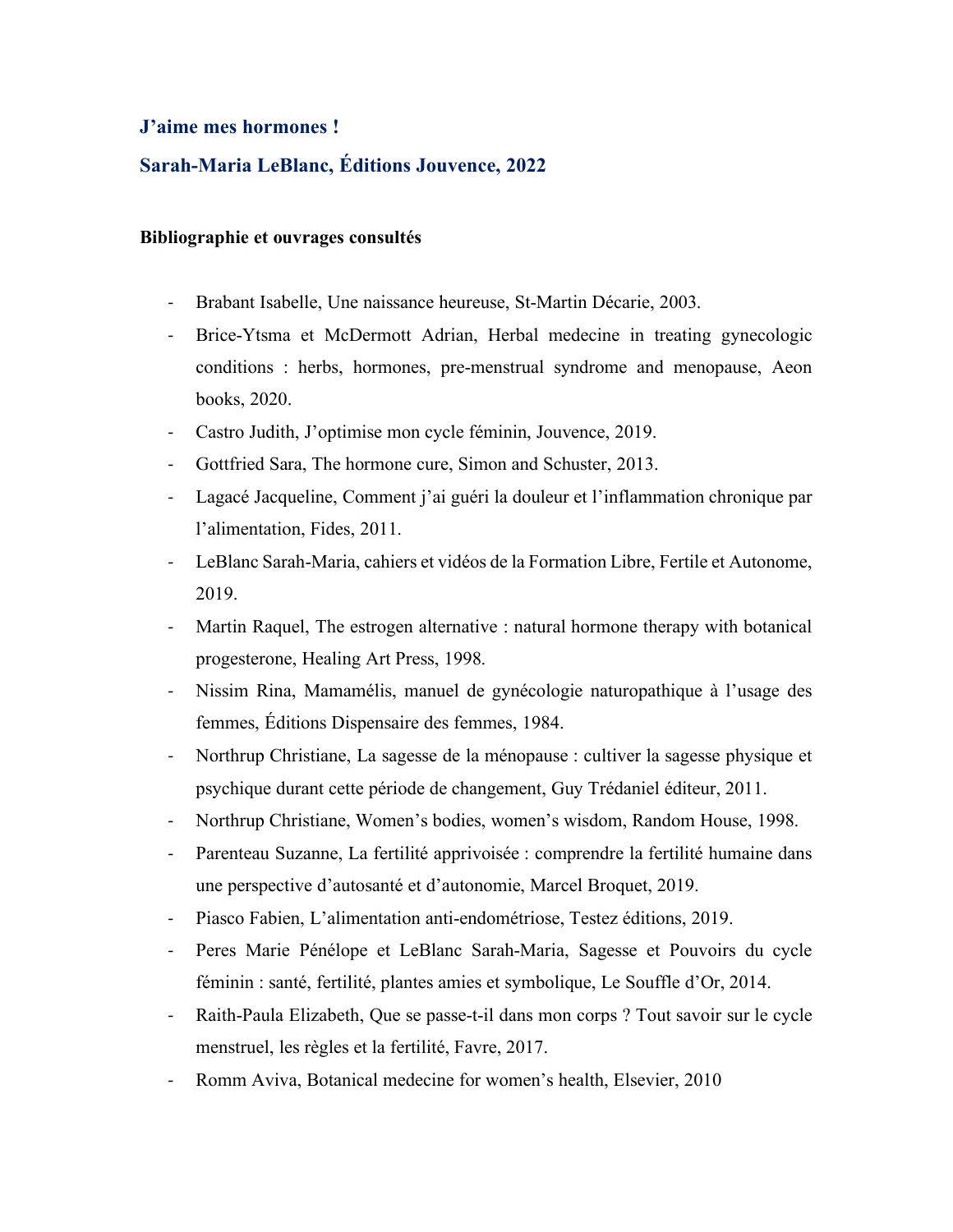## J'aime mes hormones !

## Sarah-Maria LeBlanc, Éditions Jouvence, 2022

**Bibliographie et ouvrages consultés**

- Brabant Isabelle, Une naissance heureuse, St-Martin Décarie, 2003.
- Brice-Ytsma et McDermott Adrian, Herbal medecine in treating gynecologic conditions : herbs, hormones, pre-menstrual syndrome and menopause, Aeon books, 2020.
- Castro Judith, J'optimise mon cycle féminin, Jouvence, 2019.
- Gottfried Sara, The hormone cure, Simon and Schuster, 2013.
- Lagacé Jacqueline, Comment j'ai guéri la douleur et l'inflammation chronique par l'alimentation, Fides, 2011.
- LeBlanc Sarah-Maria, cahiers et vidéos de la Formation Libre, Fertile et Autonome, 2019.
- Martin Raquel, The estrogen alternative : natural hormone therapy with botanical progesterone, Healing Art Press, 1998.
- Nissim Rina, Mamamélis, manuel de gynécologie naturopathique à l'usage des femmes, Éditions Dispensaire des femmes, 1984.
- Northrup Christiane, La sagesse de la ménopause : cultiver la sagesse physique et psychique durant cette période de changement, Guy Trédaniel éditeur, 2011.
- Northrup Christiane, Women's bodies, women's wisdom, Random House, 1998.
- Parenteau Suzanne, La fertilité apprivoisée : comprendre la fertilité humaine dans une perspective d'autosanté et d'autonomie, Marcel Broquet, 2019.
- Piasco Fabien, L'alimentation anti-endométriose, Testez éditions, 2019.
- Peres Marie Pénélope et LeBlanc Sarah-Maria, Sagesse et Pouvoirs du cycle féminin : santé, fertilité, plantes amies et symbolique, Le Souffle d'Or, 2014.
- Raith-Paula Elizabeth, Que se passe-t-il dans mon corps ? Tout savoir sur le cycle menstruel, les règles et la fertilité, Favre, 2017.
- Romm Aviva, Botanical medecine for women's health, Elsevier, 2010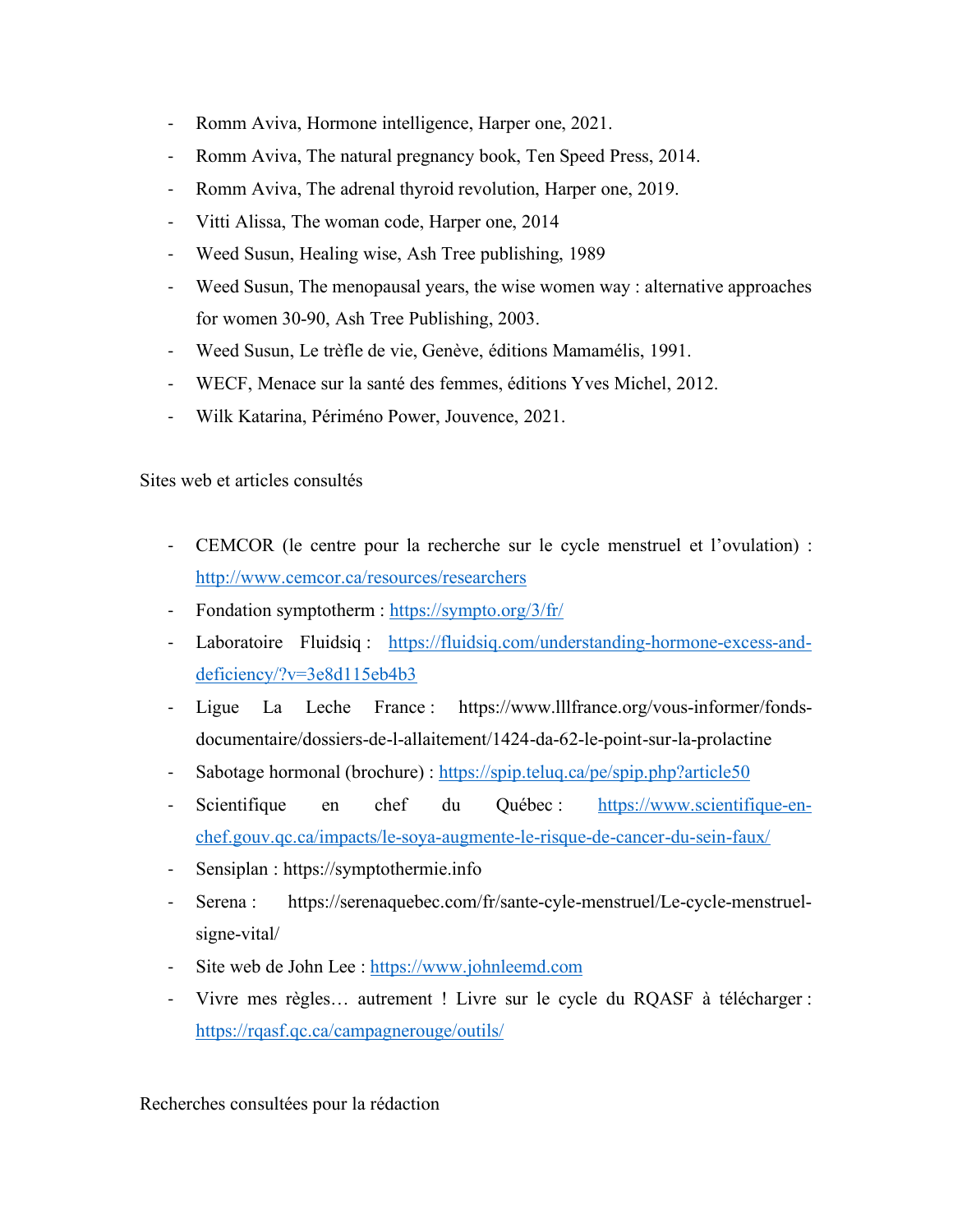- Romm Aviva, Hormone intelligence, Harper one, 2021.
- Romm Aviva, The natural pregnancy book, Ten Speed Press, 2014.
- Romm Aviva, The adrenal thyroid revolution, Harper one, 2019.
- Vitti Alissa, The woman code, Harper one, 2014
- Weed Susun, Healing wise, Ash Tree publishing, 1989
- Weed Susun, The menopausal years, the wise women way : alternative approaches for women 30-90, Ash Tree Publishing, 2003.
- Weed Susun, Le trèfle de vie, Genève, éditions Mamamélis, 1991.
- WECF, Menace sur la santé des femmes, éditions Yves Michel, 2012.
- Wilk Katarina, Périméno Power, Jouvence, 2021.

Sites web et articles consultés

- CEMCOR (le centre pour la recherche sur le cycle menstruel et l'ovulation) : http://www.cemcor.ca/resources/researchers
- Fondation symptotherm : https://sympto.org/3/fr/
- Laboratoire Fluidsiq : https://fluidsiq.com/understanding-hormone-excess-and-deficiency/?v=3e8d115eb4b3
- Ligue La Leche France : https://www.lllfrance.org/vous-informer/fonds-documentaire/dossiers-de-l-allaitement/1424-da-62-le-point-sur-la-prolactine
- Sabotage hormonal (brochure) : https://spip.teluq.ca/pe/spip.php?article50
- Scientifique en chef du Québec : https://www.scientifique-en-chef.gouv.qc.ca/impacts/le-soya-augmente-le-risque-de-cancer-du-sein-faux/
- Sensiplan : https://symptothermie.info
- Serena : https://serenaquebec.com/fr/sante-cyle-menstruel/Le-cycle-menstruel-signe-vital/
- Site web de John Lee : https://www.johnleemd.com
- Vivre mes règles… autrement ! Livre sur le cycle du RQASF à télécharger : https://rqasf.qc.ca/campagnerouge/outils/

Recherches consultées pour la rédaction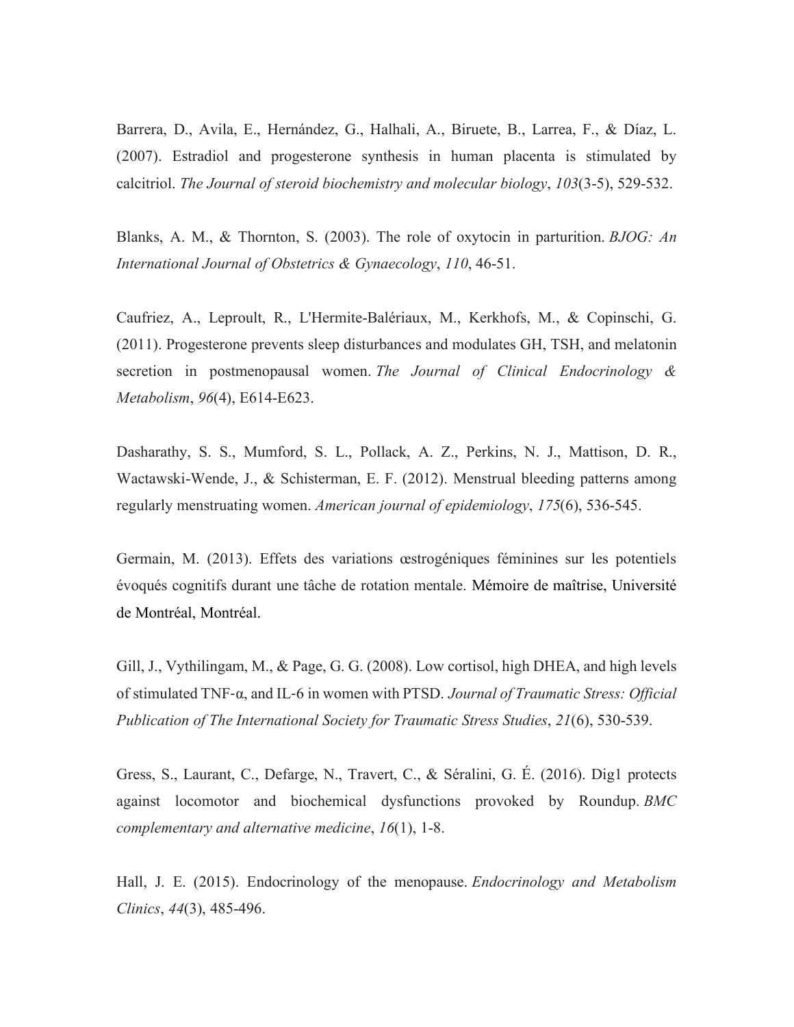Barrera, D., Avila, E., Hernández, G., Halhali, A., Biruete, B., Larrea, F., & Díaz, L. (2007). Estradiol and progesterone synthesis in human placenta is stimulated by calcitriol. *The Journal of steroid biochemistry and molecular biology*, *103*(3-5), 529-532.

Blanks, A. M., & Thornton, S. (2003). The role of oxytocin in parturition. *BJOG: An International Journal of Obstetrics & Gynaecology*, *110*, 46-51.

Caufriez, A., Leproult, R., L'Hermite-Balériaux, M., Kerkhofs, M., & Copinschi, G. (2011). Progesterone prevents sleep disturbances and modulates GH, TSH, and melatonin secretion in postmenopausal women. *The Journal of Clinical Endocrinology & Metabolism*, *96*(4), E614-E623.

Dasharathy, S. S., Mumford, S. L., Pollack, A. Z., Perkins, N. J., Mattison, D. R., Wactawski-Wende, J., & Schisterman, E. F. (2012). Menstrual bleeding patterns among regularly menstruating women. *American journal of epidemiology*, *175*(6), 536-545.

Germain, M. (2013). Effets des variations œstrogéniques féminines sur les potentiels évoqués cognitifs durant une tâche de rotation mentale. Mémoire de maîtrise, Université de Montréal, Montréal.

Gill, J., Vythilingam, M., & Page, G. G. (2008). Low cortisol, high DHEA, and high levels of stimulated TNF‐α, and IL‐6 in women with PTSD. *Journal of Traumatic Stress: Official Publication of The International Society for Traumatic Stress Studies*, *21*(6), 530-539.

Gress, S., Laurant, C., Defarge, N., Travert, C., & Séralini, G. É. (2016). Dig1 protects against locomotor and biochemical dysfunctions provoked by Roundup. *BMC complementary and alternative medicine*, *16*(1), 1-8.

Hall, J. E. (2015). Endocrinology of the menopause. *Endocrinology and Metabolism Clinics*, *44*(3), 485-496.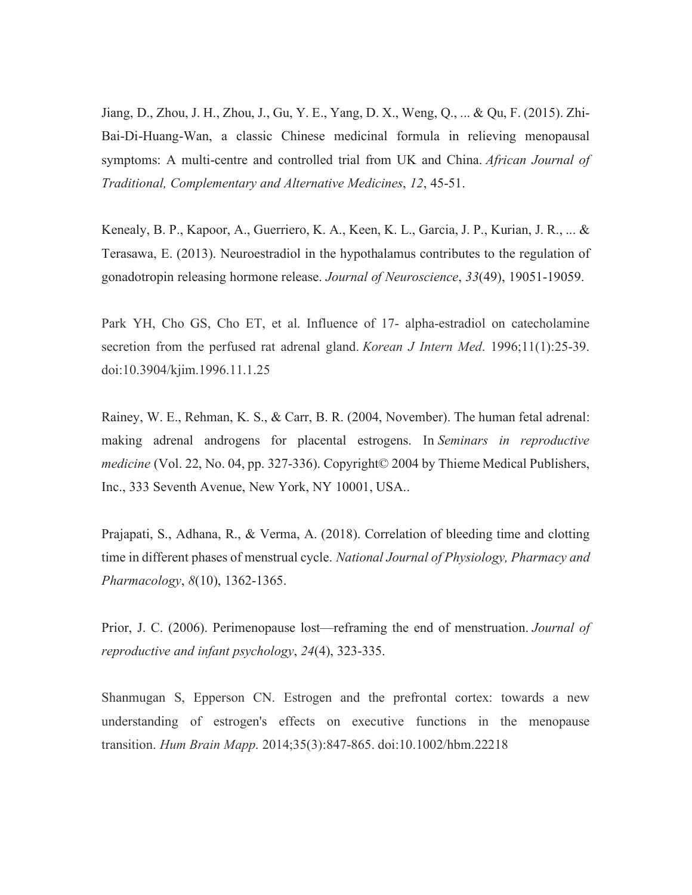Jiang, D., Zhou, J. H., Zhou, J., Gu, Y. E., Yang, D. X., Weng, Q., ... & Qu, F. (2015). Zhi-Bai-Di-Huang-Wan, a classic Chinese medicinal formula in relieving menopausal symptoms: A multi-centre and controlled trial from UK and China. *African Journal of Traditional, Complementary and Alternative Medicines*, *12*, 45-51.

Kenealy, B. P., Kapoor, A., Guerriero, K. A., Keen, K. L., Garcia, J. P., Kurian, J. R., ... & Terasawa, E. (2013). Neuroestradiol in the hypothalamus contributes to the regulation of gonadotropin releasing hormone release. *Journal of Neuroscience*, *33*(49), 19051-19059.

Park YH, Cho GS, Cho ET, et al. Influence of 17- alpha-estradiol on catecholamine secretion from the perfused rat adrenal gland. *Korean J Intern Med*. 1996;11(1):25-39. doi:10.3904/kjim.1996.11.1.25

Rainey, W. E., Rehman, K. S., & Carr, B. R. (2004, November). The human fetal adrenal: making adrenal androgens for placental estrogens. In *Seminars in reproductive medicine* (Vol. 22, No. 04, pp. 327-336). Copyright© 2004 by Thieme Medical Publishers, Inc., 333 Seventh Avenue, New York, NY 10001, USA..

Prajapati, S., Adhana, R., & Verma, A. (2018). Correlation of bleeding time and clotting time in different phases of menstrual cycle. *National Journal of Physiology, Pharmacy and Pharmacology*, *8*(10), 1362-1365.

Prior, J. C. (2006). Perimenopause lost—reframing the end of menstruation. *Journal of reproductive and infant psychology*, *24*(4), 323-335.

Shanmugan S, Epperson CN. Estrogen and the prefrontal cortex: towards a new understanding of estrogen's effects on executive functions in the menopause transition. *Hum Brain Mapp*. 2014;35(3):847-865. doi:10.1002/hbm.22218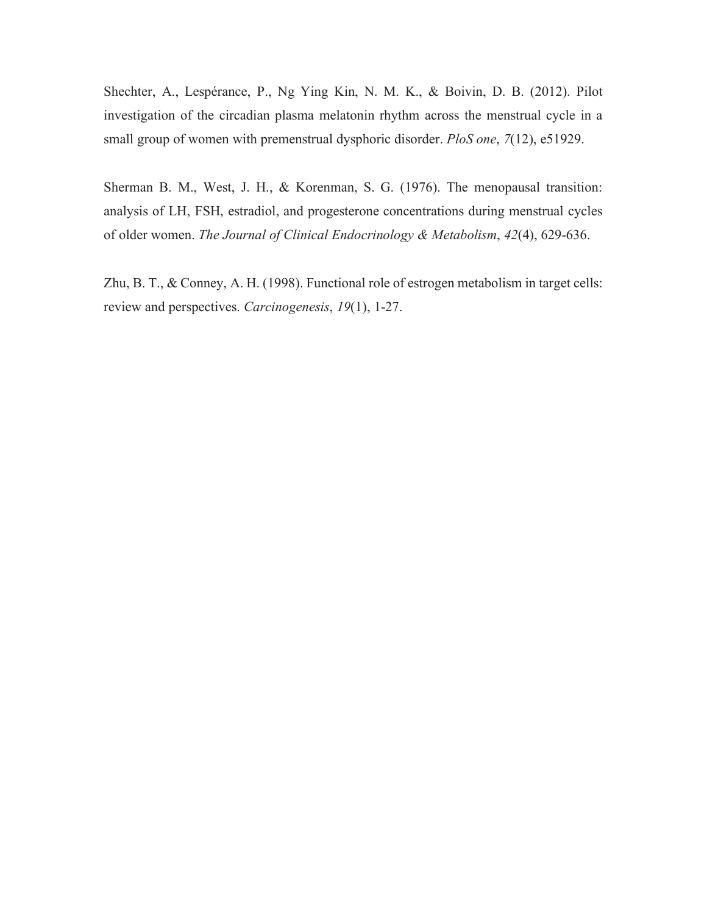Shechter, A., Lespérance, P., Ng Ying Kin, N. M. K., & Boivin, D. B. (2012). Pilot investigation of the circadian plasma melatonin rhythm across the menstrual cycle in a small group of women with premenstrual dysphoric disorder. *PloS one*, *7*(12), e51929.

Sherman B. M., West, J. H., & Korenman, S. G. (1976). The menopausal transition: analysis of LH, FSH, estradiol, and progesterone concentrations during menstrual cycles of older women. *The Journal of Clinical Endocrinology & Metabolism*, *42*(4), 629-636.

Zhu, B. T., & Conney, A. H. (1998). Functional role of estrogen metabolism in target cells: review and perspectives. *Carcinogenesis*, *19*(1), 1-27.